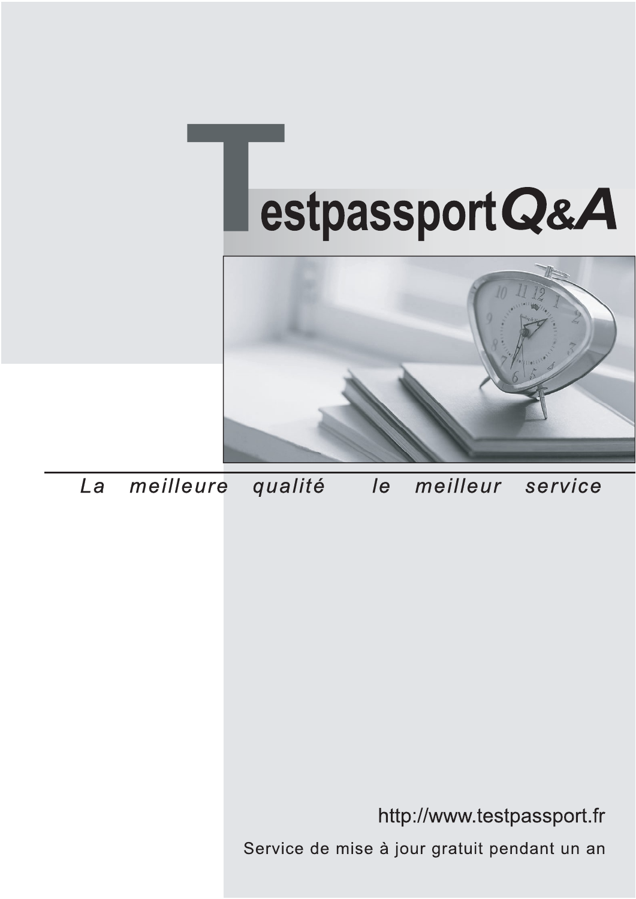# Testpassport Q&A

*La meilleure qualité le meilleur service*

http://www.testpassport.fr

Service de mise à jour gratuit pendant un an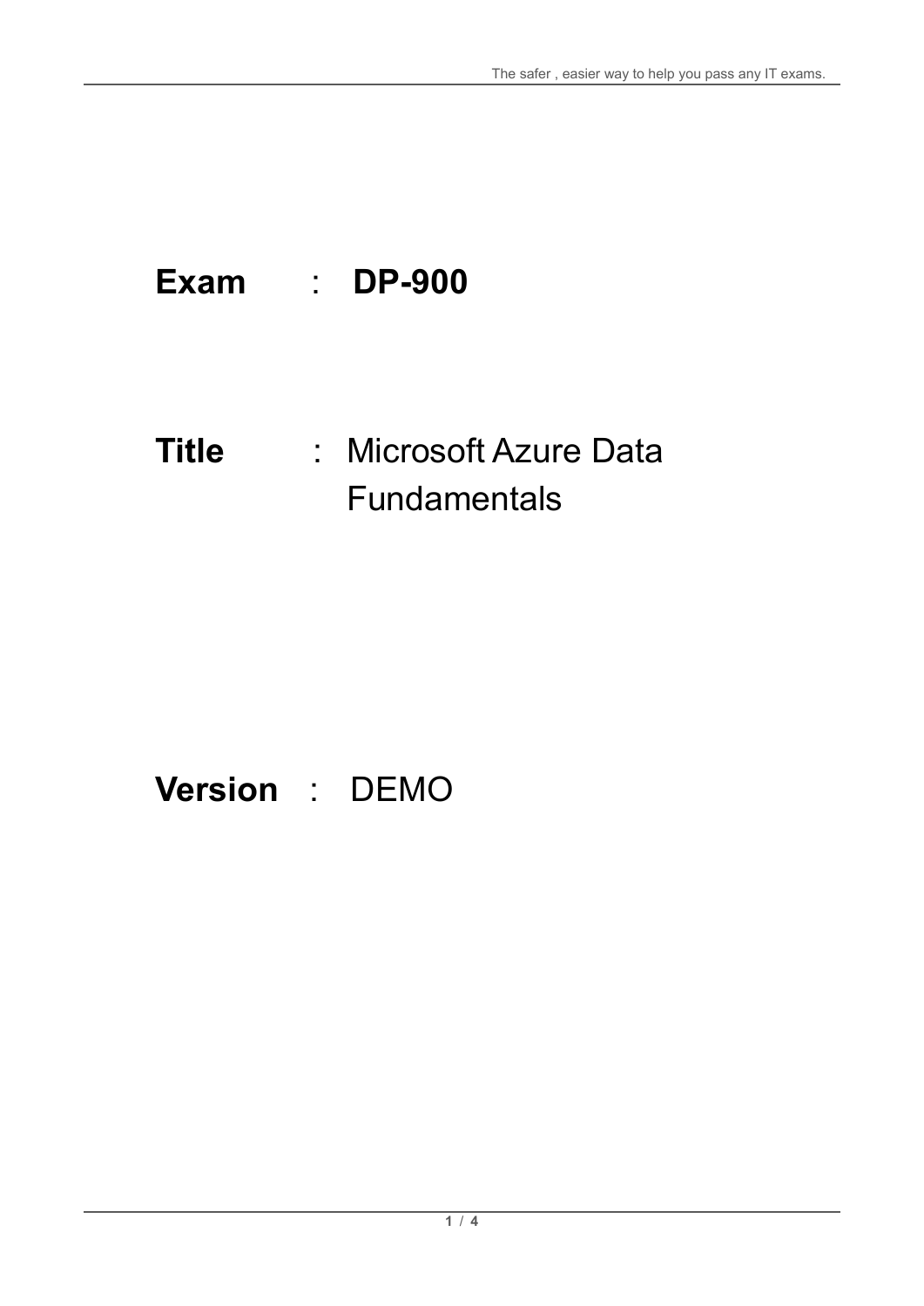**Exam** : **DP-900**

**Title** : Microsoft Azure Data Fundamentals

**Version** : DEMO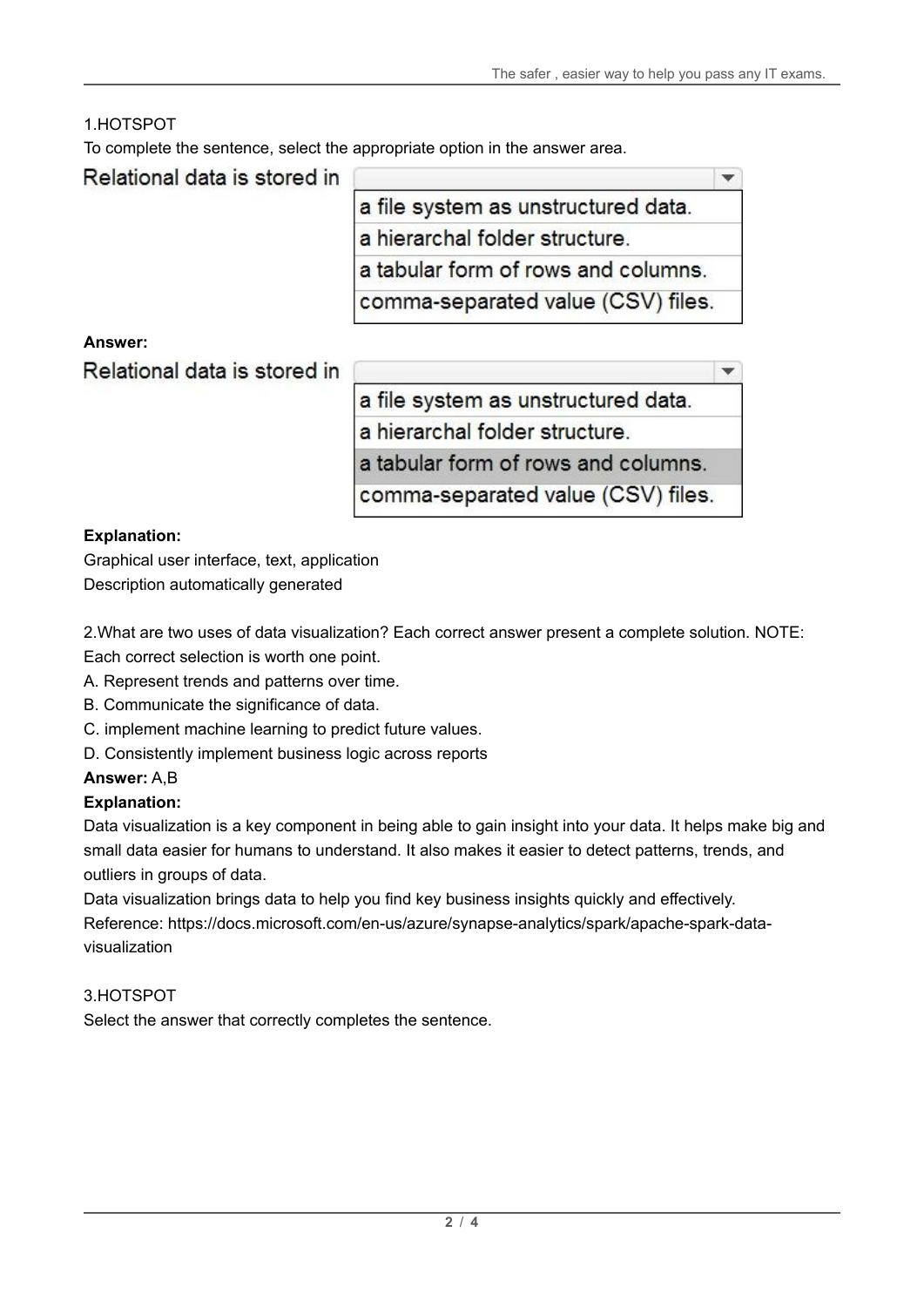1.HOTSPOT

To complete the sentence, select the appropriate option in the answer area.

Relational data is stored in

- a file system as unstructured data.
- a hierarchal folder structure.
- a tabular form of rows and columns.
- comma-separated value (CSV) files.

**Answer:**

Relational data is stored in

- a file system as unstructured data.
- a hierarchal folder structure.
- **a tabular form of rows and columns.**
- comma-separated value (CSV) files.

**Explanation:**

Graphical user interface, text, application
Description automatically generated

2.What are two uses of data visualization? Each correct answer present a complete solution. NOTE: Each correct selection is worth one point.

A. Represent trends and patterns over time.

B. Communicate the significance of data.

C. implement machine learning to predict future values.

D. Consistently implement business logic across reports

**Answer:** A,B

**Explanation:**

Data visualization is a key component in being able to gain insight into your data. It helps make big and small data easier for humans to understand. It also makes it easier to detect patterns, trends, and outliers in groups of data.

Data visualization brings data to help you find key business insights quickly and effectively.

Reference: https://docs.microsoft.com/en-us/azure/synapse-analytics/spark/apache-spark-data-visualization

3.HOTSPOT

Select the answer that correctly completes the sentence.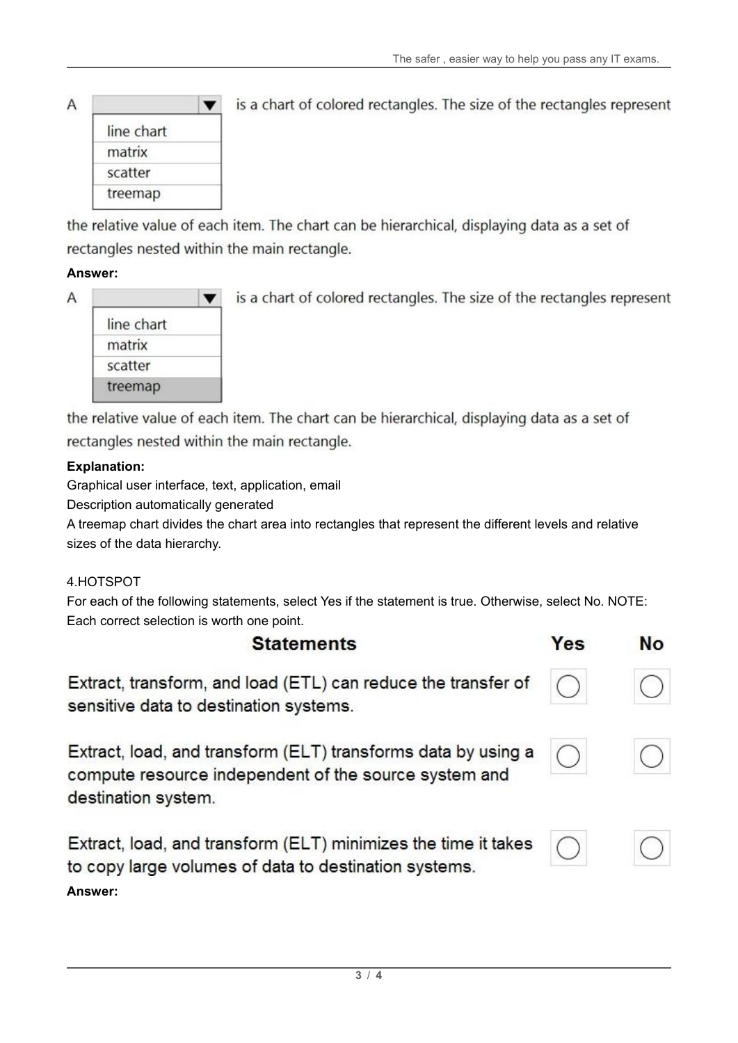A [dropdown] is a chart of colored rectangles. The size of the rectangles represent the relative value of each item. The chart can be hierarchical, displaying data as a set of rectangles nested within the main rectangle.

- line chart
- matrix
- scatter
- treemap

**Answer:**

A [dropdown] is a chart of colored rectangles. The size of the rectangles represent the relative value of each item. The chart can be hierarchical, displaying data as a set of rectangles nested within the main rectangle.

- line chart
- matrix
- scatter
- **treemap** (selected)

**Explanation:**

Graphical user interface, text, application, email

Description automatically generated

A treemap chart divides the chart area into rectangles that represent the different levels and relative sizes of the data hierarchy.

4.HOTSPOT

For each of the following statements, select Yes if the statement is true. Otherwise, select No. NOTE: Each correct selection is worth one point.

| Statements | Yes | No |
|---|---|---|
| Extract, transform, and load (ETL) can reduce the transfer of sensitive data to destination systems. | ○ | ○ |
| Extract, load, and transform (ELT) transforms data by using a compute resource independent of the source system and destination system. | ○ | ○ |
| Extract, load, and transform (ELT) minimizes the time it takes to copy large volumes of data to destination systems. | ○ | ○ |

**Answer:**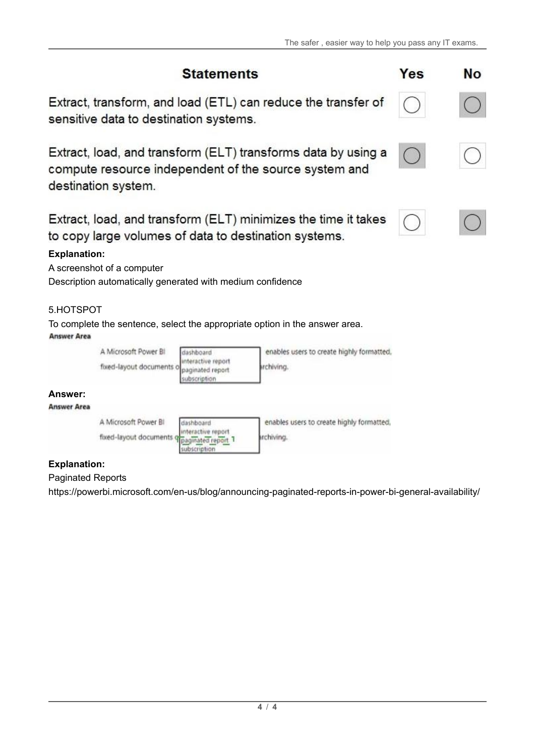| Statements | Yes | No |
| --- | --- | --- |
| Extract, transform, and load (ETL) can reduce the transfer of sensitive data to destination systems. | ○ | ○ |
| Extract, load, and transform (ELT) transforms data by using a compute resource independent of the source system and destination system. | ○ | ○ |
| Extract, load, and transform (ELT) minimizes the time it takes to copy large volumes of data to destination systems. | ○ | ○ |

**Explanation:**

A screenshot of a computer

Description automatically generated with medium confidence

5.HOTSPOT

To complete the sentence, select the appropriate option in the answer area.

**Answer Area**

A Microsoft Power BI [dashboard / interactive report / paginated report / subscription] enables users to create highly formatted, fixed-layout documents o... ...rchiving.

**Answer:**

**Answer Area**

A Microsoft Power BI [dashboard / interactive report / paginated report / subscription] enables users to create highly formatted, fixed-layout documents o... ...rchiving.

**Explanation:**

Paginated Reports

https://powerbi.microsoft.com/en-us/blog/announcing-paginated-reports-in-power-bi-general-availability/